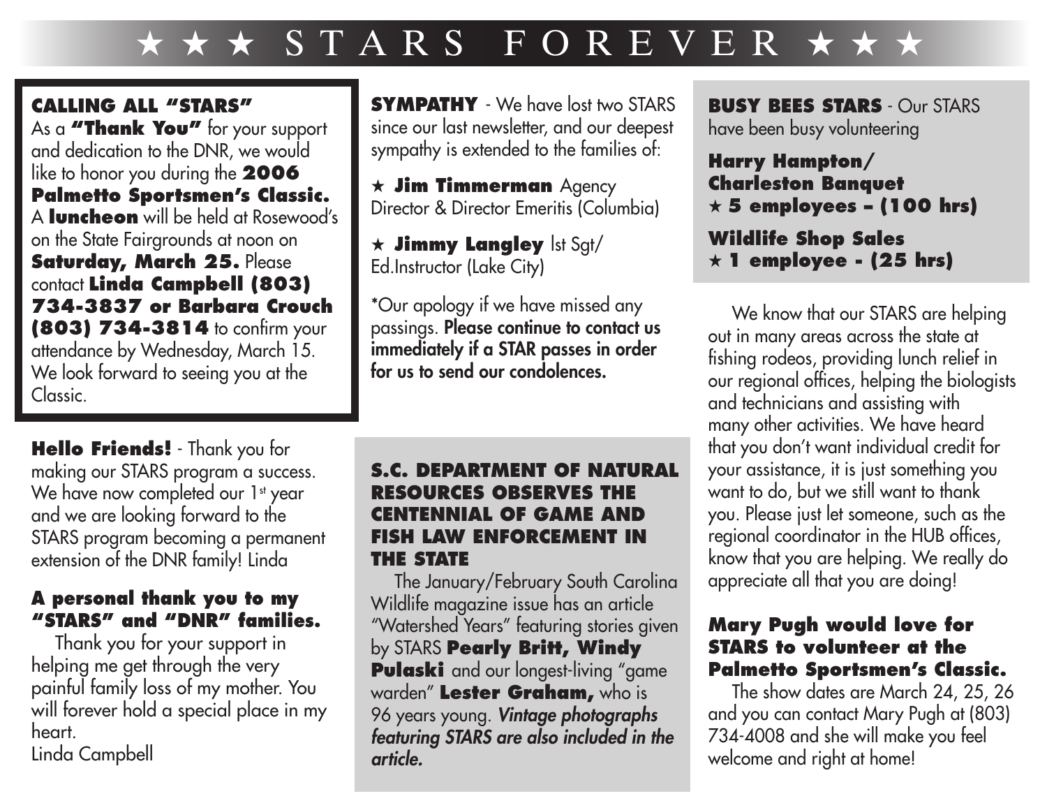# ★ ★ ★ STARS FOREVER ★ ★ ★

**CALLING ALL "STARS"**
As a **"Thank You"** for your support and dedication to the DNR, we would like to honor you during the **2006 Palmetto Sportsmen's Classic.** A **luncheon** will be held at Rosewood's on the State Fairgrounds at noon on **Saturday, March 25.** Please contact **Linda Campbell (803) 734-3837 or Barbara Crouch (803) 734-3814** to confirm your attendance by Wednesday, March 15. We look forward to seeing you at the Classic.

**Hello Friends!** - Thank you for making our STARS program a success. We have now completed our 1st year and we are looking forward to the STARS program becoming a permanent extension of the DNR family! Linda

**A personal thank you to my "STARS" and "DNR" families.**

Thank you for your support in helping me get through the very painful family loss of my mother. You will forever hold a special place in my heart.
Linda Campbell

**SYMPATHY** - We have lost two STARS since our last newsletter, and our deepest sympathy is extended to the families of:

★ **Jim Timmerman** Agency Director & Director Emeritis (Columbia)

★ **Jimmy Langley** lst Sgt/ Ed.Instructor (Lake City)

*Our apology if we have missed any passings. **Please continue to contact us immediately if a STAR passes in order for us to send our condolences.**

**S.C. DEPARTMENT OF NATURAL RESOURCES OBSERVES THE CENTENNIAL OF GAME AND FISH LAW ENFORCEMENT IN THE STATE**

The January/February South Carolina Wildlife magazine issue has an article "Watershed Years" featuring stories given by STARS **Pearly Britt, Windy Pulaski** and our longest-living "game warden" **Lester Graham,** who is 96 years young. ***Vintage photographs featuring STARS are also included in the article.***

**BUSY BEES STARS** - Our STARS have been busy volunteering

**Harry Hampton/ Charleston Banquet**
**★ 5 employees – (100 hrs)**

**Wildlife Shop Sales**
**★ 1 employee - (25 hrs)**

We know that our STARS are helping out in many areas across the state at fishing rodeos, providing lunch relief in our regional offices, helping the biologists and technicians and assisting with many other activities. We have heard that you don't want individual credit for your assistance, it is just something you want to do, but we still want to thank you. Please just let someone, such as the regional coordinator in the HUB offices, know that you are helping. We really do appreciate all that you are doing!

**Mary Pugh would love for STARS to volunteer at the Palmetto Sportsmen's Classic.**

The show dates are March 24, 25, 26 and you can contact Mary Pugh at (803) 734-4008 and she will make you feel welcome and right at home!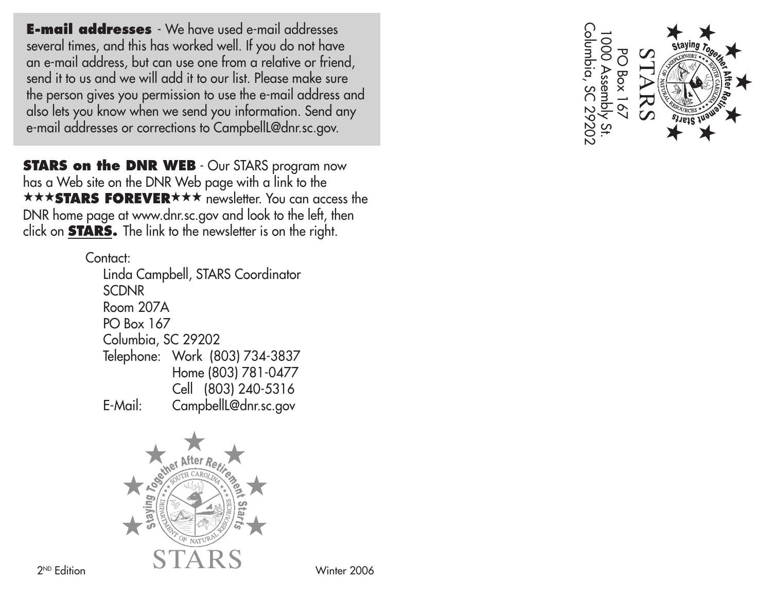**E-mail addresses** - We have used e-mail addresses several times, and this has worked well. If you do not have an e-mail address, but can use one from a relative or friend, send it to us and we will add it to our list. Please make sure the person gives you permission to use the e-mail address and also lets you know when we send you information. Send any e-mail addresses or corrections to CampbellL@dnr.sc.gov.

**STARS on the DNR WEB** - Our STARS program now has a Web site on the DNR Web page with a link to the ★★★**STARS FOREVER**★★★ newsletter. You can access the DNR home page at www.dnr.sc.gov and look to the left, then click on **STARS.** The link to the newsletter is on the right.

Contact:
Linda Campbell, STARS Coordinator
SCDNR
Room 207A
PO Box 167
Columbia, SC 29202
Telephone: Work (803) 734-3837
Home (803) 781-0477
Cell (803) 240-5316
E-Mail: CampbellL@dnr.sc.gov

Staying Together After Retirement Starts

STARS

2ND Edition

Winter 2006

STARS
PO Box 167
1000 Assembly St.
Columbia, SC 29202